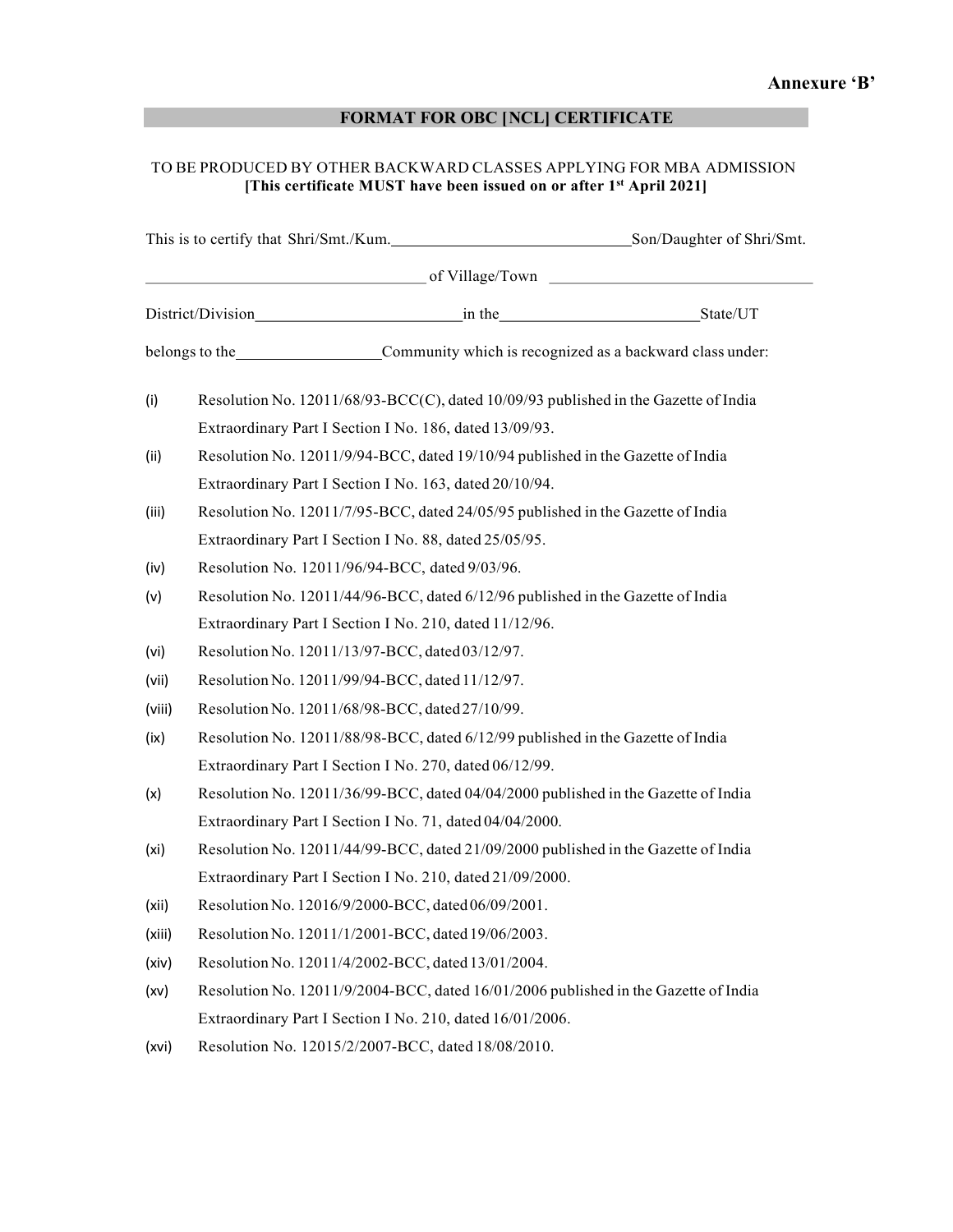**Annexure 'B'**

## FORMAT FOR OBC [NCL] CERTIFICATE

TO BE PRODUCED BY OTHER BACKWARD CLASSES APPLYING FOR MBA ADMISSION
**[This certificate MUST have been issued on or after 1st April 2021]**

This is to certify that Shri/Smt./Kum.______________________________Son/Daughter of Shri/Smt.

__________________________________ of Village/Town ________________________________

District/Division_________________________in the________________________State/UT

belongs to the_________________Community which is recognized as a backward class under:

(i) Resolution No. 12011/68/93-BCC(C), dated 10/09/93 published in the Gazette of India Extraordinary Part I Section I No. 186, dated 13/09/93.
(ii) Resolution No. 12011/9/94-BCC, dated 19/10/94 published in the Gazette of India Extraordinary Part I Section I No. 163, dated 20/10/94.
(iii) Resolution No. 12011/7/95-BCC, dated 24/05/95 published in the Gazette of India Extraordinary Part I Section I No. 88, dated 25/05/95.
(iv) Resolution No. 12011/96/94-BCC, dated 9/03/96.
(v) Resolution No. 12011/44/96-BCC, dated 6/12/96 published in the Gazette of India Extraordinary Part I Section I No. 210, dated 11/12/96.
(vi) Resolution No. 12011/13/97-BCC, dated 03/12/97.
(vii) Resolution No. 12011/99/94-BCC, dated 11/12/97.
(viii) Resolution No. 12011/68/98-BCC, dated 27/10/99.
(ix) Resolution No. 12011/88/98-BCC, dated 6/12/99 published in the Gazette of India Extraordinary Part I Section I No. 270, dated 06/12/99.
(x) Resolution No. 12011/36/99-BCC, dated 04/04/2000 published in the Gazette of India Extraordinary Part I Section I No. 71, dated 04/04/2000.
(xi) Resolution No. 12011/44/99-BCC, dated 21/09/2000 published in the Gazette of India Extraordinary Part I Section I No. 210, dated 21/09/2000.
(xii) Resolution No. 12016/9/2000-BCC, dated 06/09/2001.
(xiii) Resolution No. 12011/1/2001-BCC, dated 19/06/2003.
(xiv) Resolution No. 12011/4/2002-BCC, dated 13/01/2004.
(xv) Resolution No. 12011/9/2004-BCC, dated 16/01/2006 published in the Gazette of India Extraordinary Part I Section I No. 210, dated 16/01/2006.
(xvi) Resolution No. 12015/2/2007-BCC, dated 18/08/2010.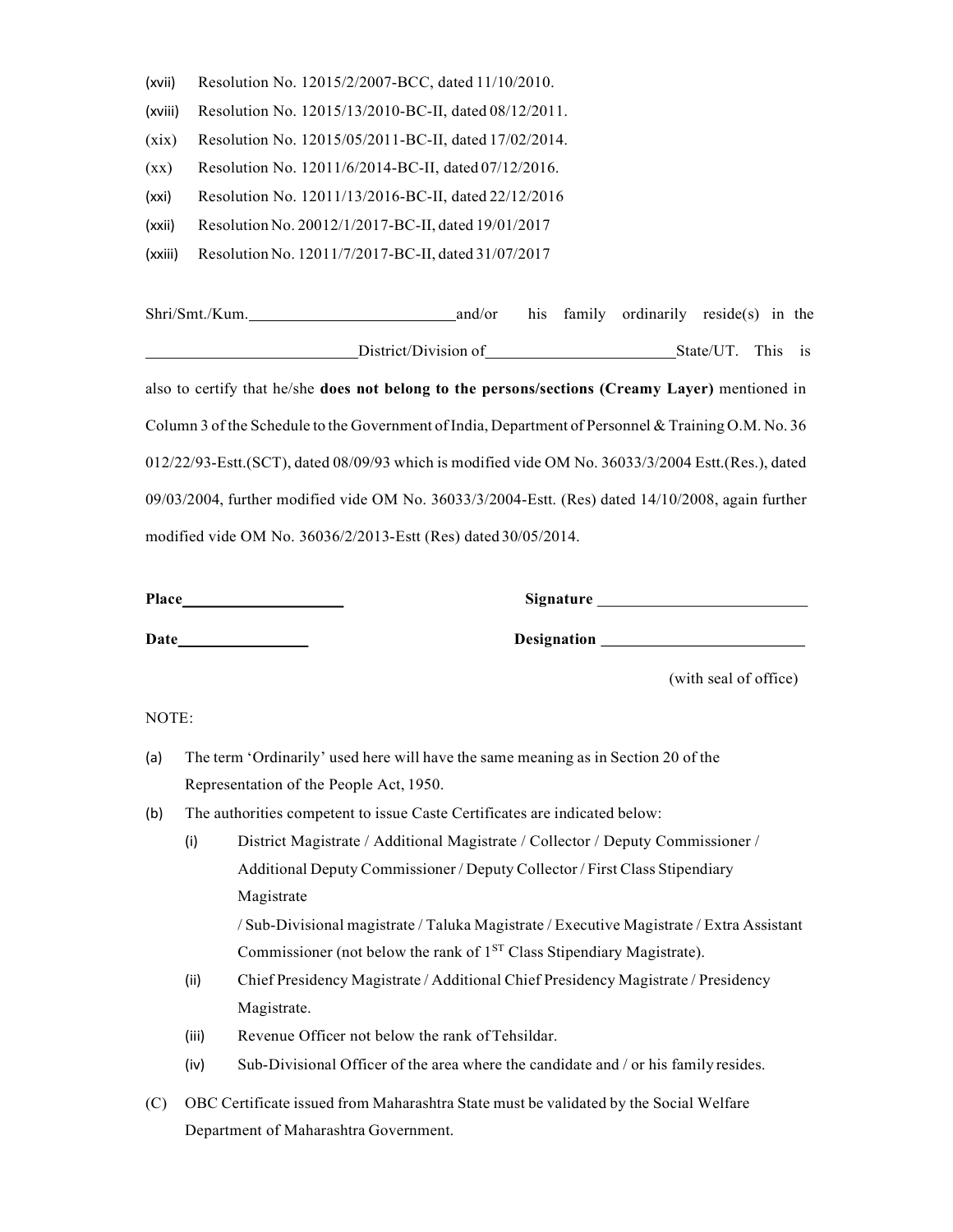(xvii) Resolution No. 12015/2/2007-BCC, dated 11/10/2010.

(xviii) Resolution No. 12015/13/2010-BC-II, dated 08/12/2011.

(xix) Resolution No. 12015/05/2011-BC-II, dated 17/02/2014.

(xx) Resolution No. 12011/6/2014-BC-II, dated 07/12/2016.

(xxi) Resolution No. 12011/13/2016-BC-II, dated 22/12/2016

(xxii) Resolution No. 20012/1/2017-BC-II, dated 19/01/2017

(xxiii) Resolution No. 12011/7/2017-BC-II, dated 31/07/2017

Shri/Smt./Kum.__________________________and/or his family ordinarily reside(s) in the __________________________District/Division of________________________State/UT. This is also to certify that he/she **does not belong to the persons/sections (Creamy Layer)** mentioned in Column 3 of the Schedule to the Government of India, Department of Personnel & Training O.M. No. 36 012/22/93-Estt.(SCT), dated 08/09/93 which is modified vide OM No. 36033/3/2004 Estt.(Res.), dated 09/03/2004, further modified vide OM No. 36033/3/2004-Estt. (Res) dated 14/10/2008, again further modified vide OM No. 36036/2/2013-Estt (Res) dated 30/05/2014.

**Place**____________________ **Signature** __________________________

**Date**________________ **Designation** __________________________

(with seal of office)

NOTE:

(a) The term 'Ordinarily' used here will have the same meaning as in Section 20 of the Representation of the People Act, 1950.

(b) The authorities competent to issue Caste Certificates are indicated below:

   (i) District Magistrate / Additional Magistrate / Collector / Deputy Commissioner / Additional Deputy Commissioner / Deputy Collector / First Class Stipendiary Magistrate / Sub-Divisional magistrate / Taluka Magistrate / Executive Magistrate / Extra Assistant Commissioner (not below the rank of 1[ST] Class Stipendiary Magistrate).

   (ii) Chief Presidency Magistrate / Additional Chief Presidency Magistrate / Presidency Magistrate.

   (iii) Revenue Officer not below the rank of Tehsildar.

   (iv) Sub-Divisional Officer of the area where the candidate and / or his family resides.

(C) OBC Certificate issued from Maharashtra State must be validated by the Social Welfare Department of Maharashtra Government.